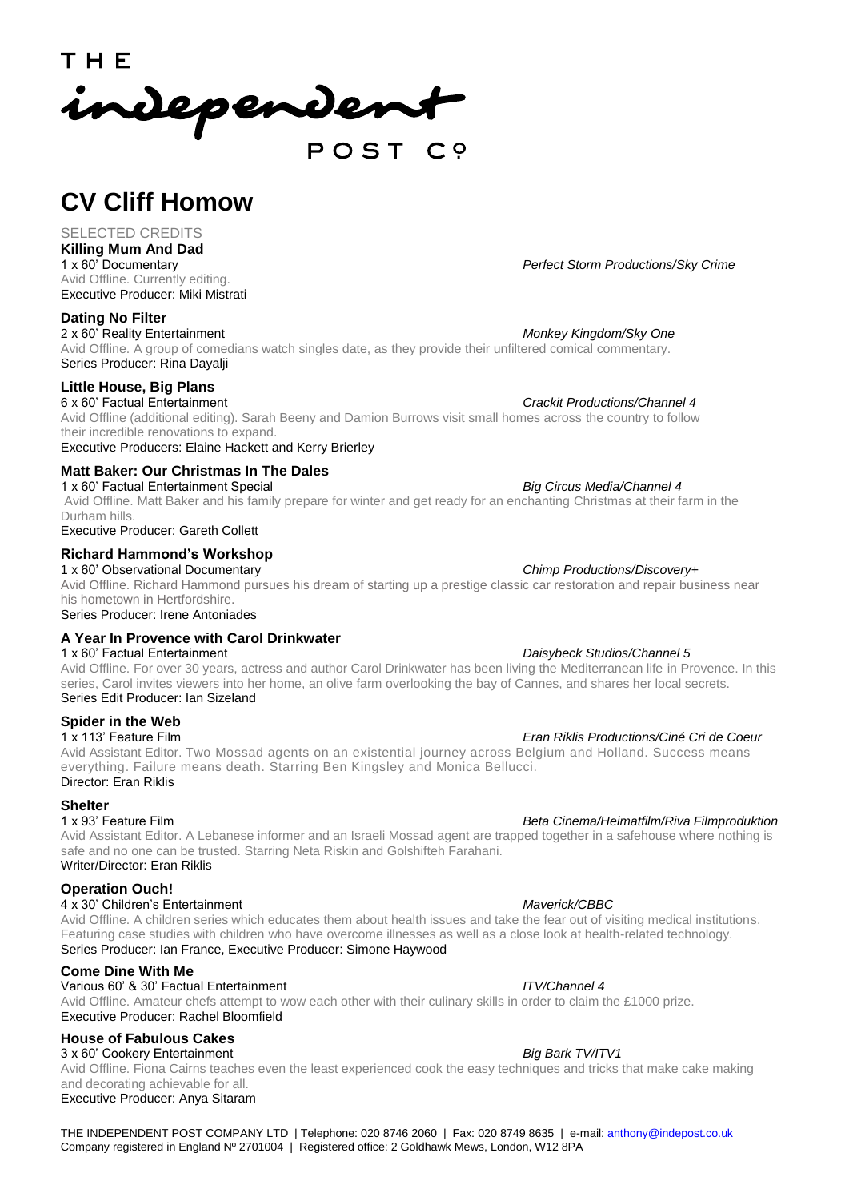THE
independent
POST CO

# CV Cliff Homow

SELECTED CREDITS

**Killing Mum And Dad**
1 x 60' Documentary — *Perfect Storm Productions/Sky Crime*
Avid Offline. Currently editing.
Executive Producer: Miki Mistrati

**Dating No Filter**
2 x 60' Reality Entertainment — *Monkey Kingdom/Sky One*
Avid Offline. A group of comedians watch singles date, as they provide their unfiltered comical commentary.
Series Producer: Rina Dayalji

**Little House, Big Plans**
6 x 60' Factual Entertainment — *Crackit Productions/Channel 4*
Avid Offline (additional editing). Sarah Beeny and Damion Burrows visit small homes across the country to follow their incredible renovations to expand.
Executive Producers: Elaine Hackett and Kerry Brierley

**Matt Baker: Our Christmas In The Dales**
1 x 60' Factual Entertainment Special — *Big Circus Media/Channel 4*
Avid Offline. Matt Baker and his family prepare for winter and get ready for an enchanting Christmas at their farm in the Durham hills.
Executive Producer: Gareth Collett

**Richard Hammond's Workshop**
1 x 60' Observational Documentary — *Chimp Productions/Discovery+*
Avid Offline. Richard Hammond pursues his dream of starting up a prestige classic car restoration and repair business near his hometown in Hertfordshire.
Series Producer: Irene Antoniades

**A Year In Provence with Carol Drinkwater**
1 x 60' Factual Entertainment — *Daisybeck Studios/Channel 5*
Avid Offline. For over 30 years, actress and author Carol Drinkwater has been living the Mediterranean life in Provence. In this series, Carol invites viewers into her home, an olive farm overlooking the bay of Cannes, and shares her local secrets.
Series Edit Producer: Ian Sizeland

**Spider in the Web**
1 x 113' Feature Film — *Eran Riklis Productions/Ciné Cri de Coeur*
Avid Assistant Editor. Two Mossad agents on an existential journey across Belgium and Holland. Success means everything. Failure means death. Starring Ben Kingsley and Monica Bellucci.
Director: Eran Riklis

**Shelter**
1 x 93' Feature Film — *Beta Cinema/Heimatfilm/Riva Filmproduktion*
Avid Assistant Editor. A Lebanese informer and an Israeli Mossad agent are trapped together in a safehouse where nothing is safe and no one can be trusted. Starring Neta Riskin and Golshifteh Farahani.
Writer/Director: Eran Riklis

**Operation Ouch!**
4 x 30' Children's Entertainment — *Maverick/CBBC*
Avid Offline. A children series which educates them about health issues and take the fear out of visiting medical institutions. Featuring case studies with children who have overcome illnesses as well as a close look at health-related technology.
Series Producer: Ian France, Executive Producer: Simone Haywood

**Come Dine With Me**
Various 60' & 30' Factual Entertainment — *ITV/Channel 4*
Avid Offline. Amateur chefs attempt to wow each other with their culinary skills in order to claim the £1000 prize.
Executive Producer: Rachel Bloomfield

**House of Fabulous Cakes**
3 x 60' Cookery Entertainment — *Big Bark TV/ITV1*
Avid Offline. Fiona Cairns teaches even the least experienced cook the easy techniques and tricks that make cake making and decorating achievable for all.
Executive Producer: Anya Sitaram

THE INDEPENDENT POST COMPANY LTD | Telephone: 020 8746 2060 | Fax: 020 8749 8635 | e-mail: anthony@indepost.co.uk
Company registered in England Nº 2701004 | Registered office: 2 Goldhawk Mews, London, W12 8PA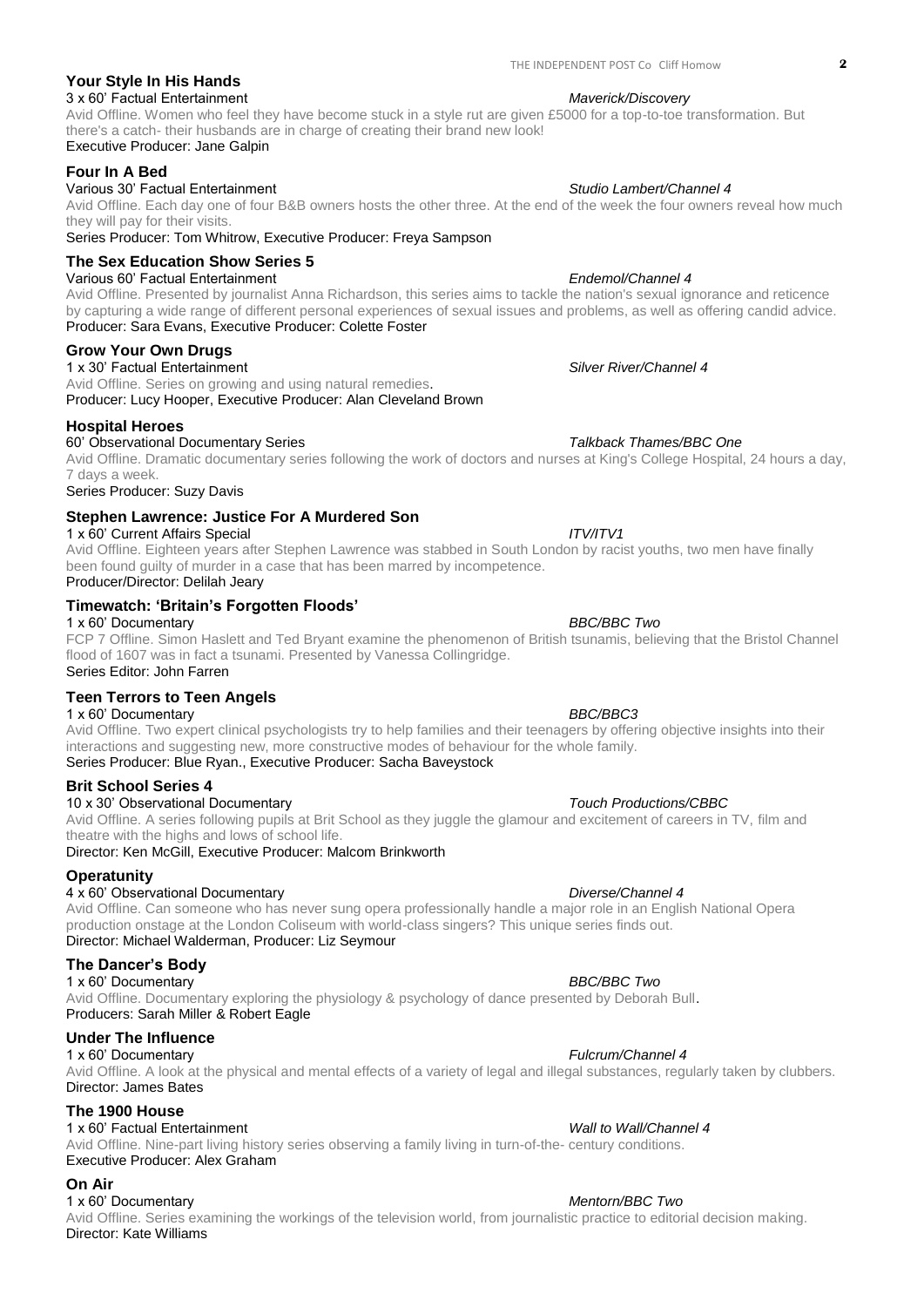### Your Style In His Hands

3 x 60' Factual Entertainment *Maverick/Discovery*

Avid Offline. Women who feel they have become stuck in a style rut are given £5000 for a top-to-toe transformation. But there's a catch- their husbands are in charge of creating their brand new look!

Executive Producer: Jane Galpin

### Four In A Bed

Various 30' Factual Entertainment *Studio Lambert/Channel 4*

Avid Offline. Each day one of four B&B owners hosts the other three. At the end of the week the four owners reveal how much they will pay for their visits.

Series Producer: Tom Whitrow, Executive Producer: Freya Sampson

### The Sex Education Show Series 5

Various 60' Factual Entertainment *Endemol/Channel 4*

Avid Offline. Presented by journalist Anna Richardson, this series aims to tackle the nation's sexual ignorance and reticence by capturing a wide range of different personal experiences of sexual issues and problems, as well as offering candid advice.

Producer: Sara Evans, Executive Producer: Colette Foster

### Grow Your Own Drugs

1 x 30' Factual Entertainment *Silver River/Channel 4*

Avid Offline. Series on growing and using natural remedies.

Producer: Lucy Hooper, Executive Producer: Alan Cleveland Brown

### Hospital Heroes

60' Observational Documentary Series *Talkback Thames/BBC One*

Avid Offline. Dramatic documentary series following the work of doctors and nurses at King's College Hospital, 24 hours a day, 7 days a week.

Series Producer: Suzy Davis

### Stephen Lawrence: Justice For A Murdered Son

1 x 60' Current Affairs Special *ITV/ITV1*

Avid Offline. Eighteen years after Stephen Lawrence was stabbed in South London by racist youths, two men have finally been found guilty of murder in a case that has been marred by incompetence.

Producer/Director: Delilah Jeary

### Timewatch: 'Britain's Forgotten Floods'

1 x 60' Documentary *BBC/BBC Two*

FCP 7 Offline. Simon Haslett and Ted Bryant examine the phenomenon of British tsunamis, believing that the Bristol Channel flood of 1607 was in fact a tsunami. Presented by Vanessa Collingridge.

Series Editor: John Farren

### Teen Terrors to Teen Angels

1 x 60' Documentary *BBC/BBC3*

Avid Offline. Two expert clinical psychologists try to help families and their teenagers by offering objective insights into their interactions and suggesting new, more constructive modes of behaviour for the whole family.

Series Producer: Blue Ryan., Executive Producer: Sacha Baveystock

### Brit School Series 4

10 x 30' Observational Documentary *Touch Productions/CBBC*

Avid Offline. A series following pupils at Brit School as they juggle the glamour and excitement of careers in TV, film and theatre with the highs and lows of school life.

Director: Ken McGill, Executive Producer: Malcom Brinkworth

### Operatunity

4 x 60' Observational Documentary *Diverse/Channel 4*

Avid Offline. Can someone who has never sung opera professionally handle a major role in an English National Opera production onstage at the London Coliseum with world-class singers? This unique series finds out.

Director: Michael Walderman, Producer: Liz Seymour

### The Dancer's Body

1 x 60' Documentary *BBC/BBC Two*

Avid Offline. Documentary exploring the physiology & psychology of dance presented by Deborah Bull.

Producers: Sarah Miller & Robert Eagle

### Under The Influence

1 x 60' Documentary *Fulcrum/Channel 4*

Avid Offline. A look at the physical and mental effects of a variety of legal and illegal substances, regularly taken by clubbers.

Director: James Bates

### The 1900 House

1 x 60' Factual Entertainment *Wall to Wall/Channel 4*

Avid Offline. Nine-part living history series observing a family living in turn-of-the- century conditions.

Executive Producer: Alex Graham

### On Air

1 x 60' Documentary *Mentorn/BBC Two*

Avid Offline. Series examining the workings of the television world, from journalistic practice to editorial decision making.

Director: Kate Williams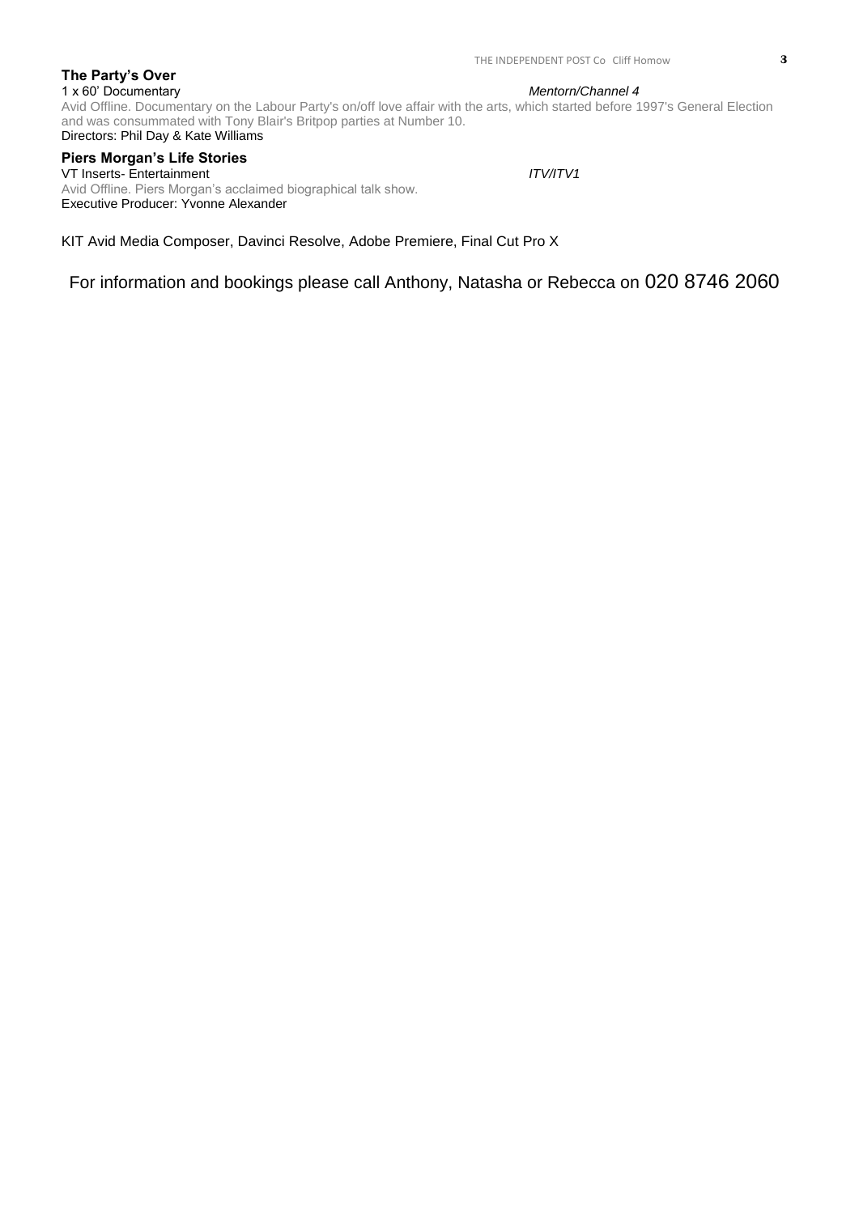**The Party's Over**

1 x 60' Documentary *Mentorn/Channel 4*

Avid Offline. Documentary on the Labour Party's on/off love affair with the arts, which started before 1997's General Election and was consummated with Tony Blair's Britpop parties at Number 10.

Directors: Phil Day & Kate Williams

**Piers Morgan's Life Stories**

VT Inserts- Entertainment *ITV/ITV1*

Avid Offline. Piers Morgan's acclaimed biographical talk show.

Executive Producer: Yvonne Alexander

KIT Avid Media Composer, Davinci Resolve, Adobe Premiere, Final Cut Pro X

For information and bookings please call Anthony, Natasha or Rebecca on 020 8746 2060